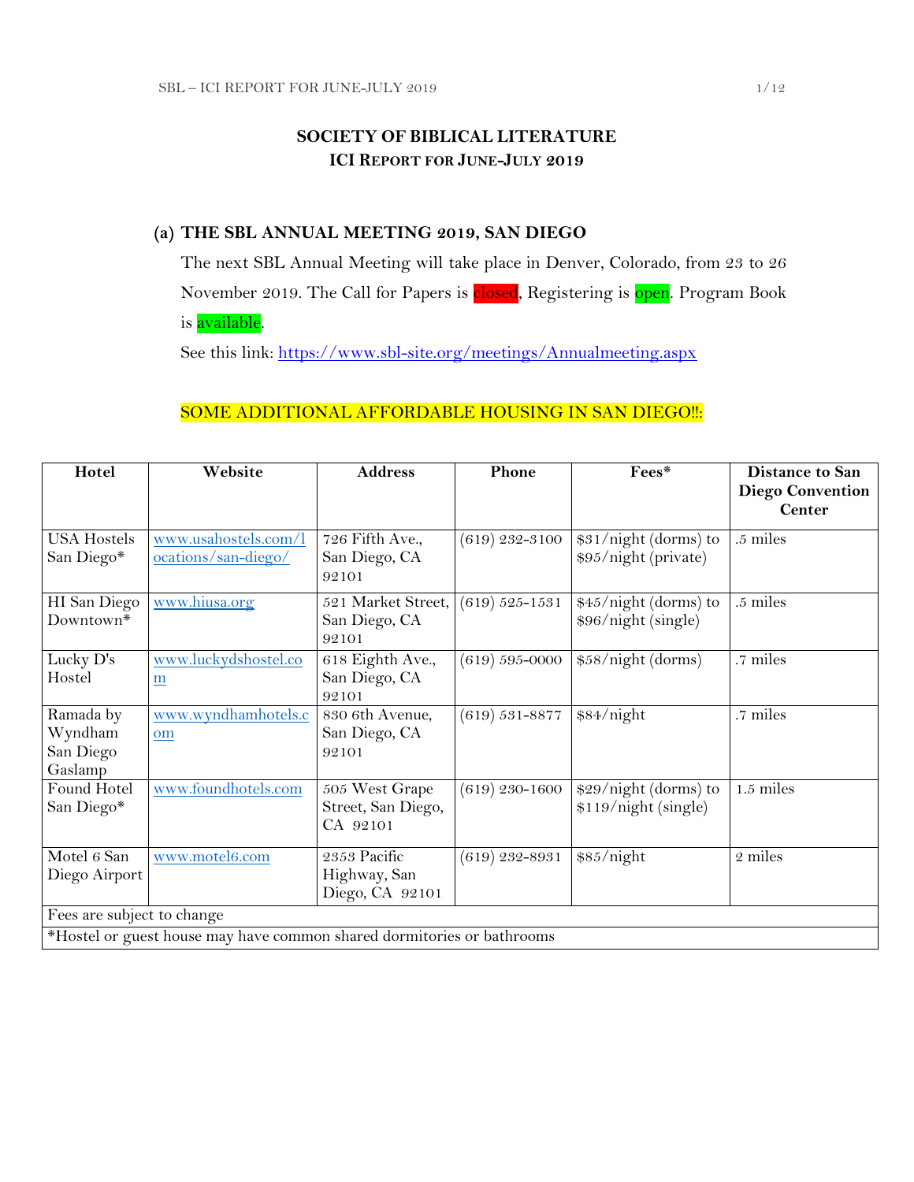# SOCIETY OF BIBLICAL LITERATURE
## ICI REPORT FOR JUNE-JULY 2019

### (a) THE SBL ANNUAL MEETING 2019, SAN DIEGO

The next SBL Annual Meeting will take place in Denver, Colorado, from 23 to 26 November 2019. The Call for Papers is closed, Registering is open. Program Book is available.

See this link: https://www.sbl-site.org/meetings/Annualmeeting.aspx

SOME ADDITIONAL AFFORDABLE HOUSING IN SAN DIEGO!!:

| Hotel | Website | Address | Phone | Fees* | Distance to San Diego Convention Center |
|---|---|---|---|---|---|
| USA Hostels San Diego* | www.usahostels.com/locations/san-diego/ | 726 Fifth Ave., San Diego, CA 92101 | (619) 232-3100 | $31/night (dorms) to $95/night (private) | .5 miles |
| HI San Diego Downtown* | www.hiusa.org | 521 Market Street, San Diego, CA 92101 | (619) 525-1531 | $45/night (dorms) to $96/night (single) | .5 miles |
| Lucky D's Hostel | www.luckydshostel.com | 618 Eighth Ave., San Diego, CA 92101 | (619) 595-0000 | $58/night (dorms) | .7 miles |
| Ramada by Wyndham San Diego Gaslamp | www.wyndhamhotels.com | 830 6th Avenue, San Diego, CA 92101 | (619) 531-8877 | $84/night | .7 miles |
| Found Hotel San Diego* | www.foundhotels.com | 505 West Grape Street, San Diego, CA 92101 | (619) 230-1600 | $29/night (dorms) to $119/night (single) | 1.5 miles |
| Motel 6 San Diego Airport | www.motel6.com | 2353 Pacific Highway, San Diego, CA 92101 | (619) 232-8931 | $85/night | 2 miles |
| Fees are subject to change | | | | | |
| *Hostel or guest house may have common shared dormitories or bathrooms | | | | | |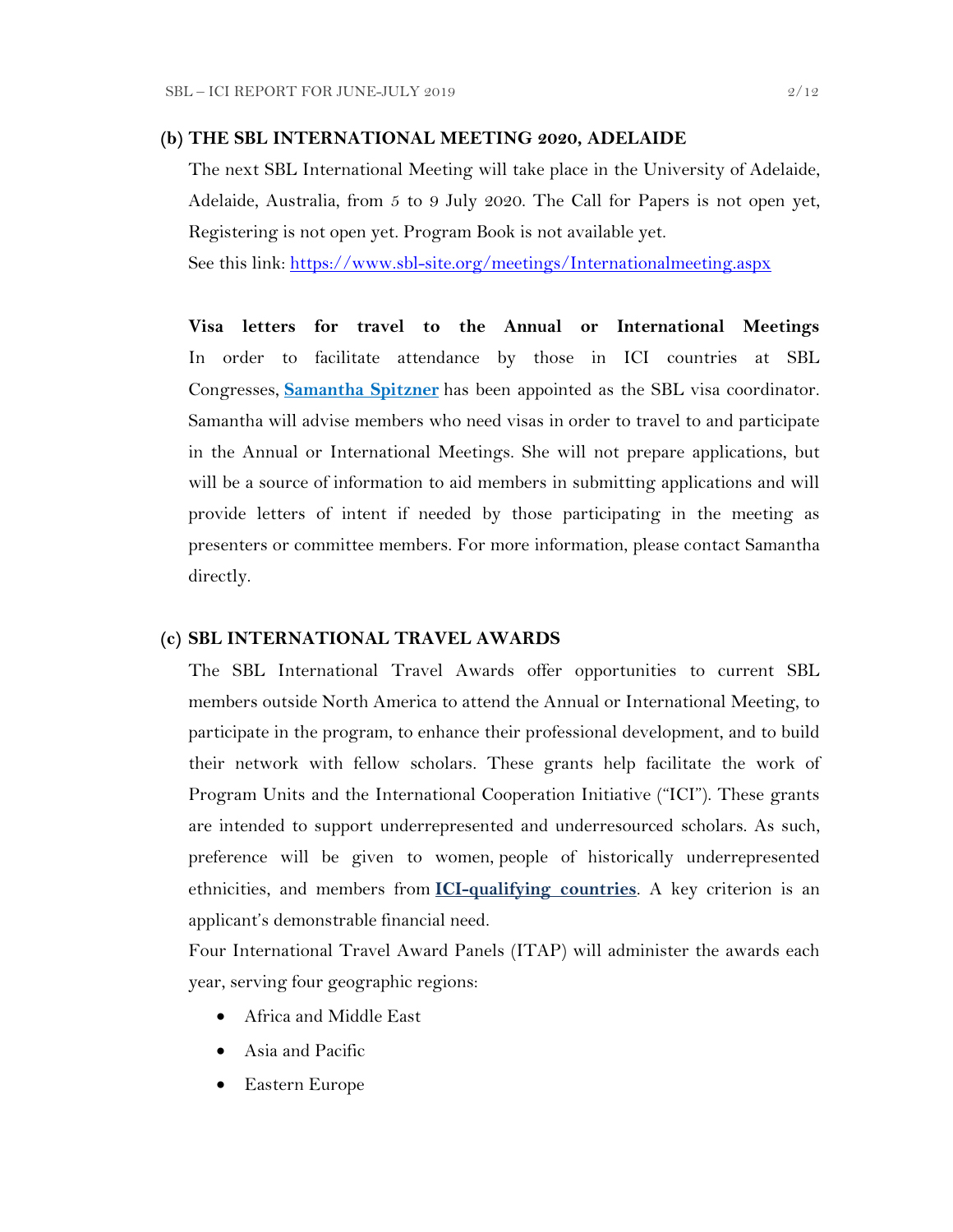## (b) THE SBL INTERNATIONAL MEETING 2020, ADELAIDE

The next SBL International Meeting will take place in the University of Adelaide, Adelaide, Australia, from 5 to 9 July 2020. The Call for Papers is not open yet, Registering is not open yet. Program Book is not available yet.

See this link: [https://www.sbl-site.org/meetings/Internationalmeeting.aspx](https://www.sbl-site.org/meetings/Internationalmeeting.aspx)

**Visa letters for travel to the Annual or International Meetings**

In order to facilitate attendance by those in ICI countries at SBL Congresses, **Samantha Spitzner** has been appointed as the SBL visa coordinator. Samantha will advise members who need visas in order to travel to and participate in the Annual or International Meetings. She will not prepare applications, but will be a source of information to aid members in submitting applications and will provide letters of intent if needed by those participating in the meeting as presenters or committee members. For more information, please contact Samantha directly.

## (c) SBL INTERNATIONAL TRAVEL AWARDS

The SBL International Travel Awards offer opportunities to current SBL members outside North America to attend the Annual or International Meeting, to participate in the program, to enhance their professional development, and to build their network with fellow scholars. These grants help facilitate the work of Program Units and the International Cooperation Initiative ("ICI"). These grants are intended to support underrepresented and underresourced scholars. As such, preference will be given to women, people of historically underrepresented ethnicities, and members from **ICI-qualifying countries**. A key criterion is an applicant's demonstrable financial need.

Four International Travel Award Panels (ITAP) will administer the awards each year, serving four geographic regions:

- Africa and Middle East
- Asia and Pacific
- Eastern Europe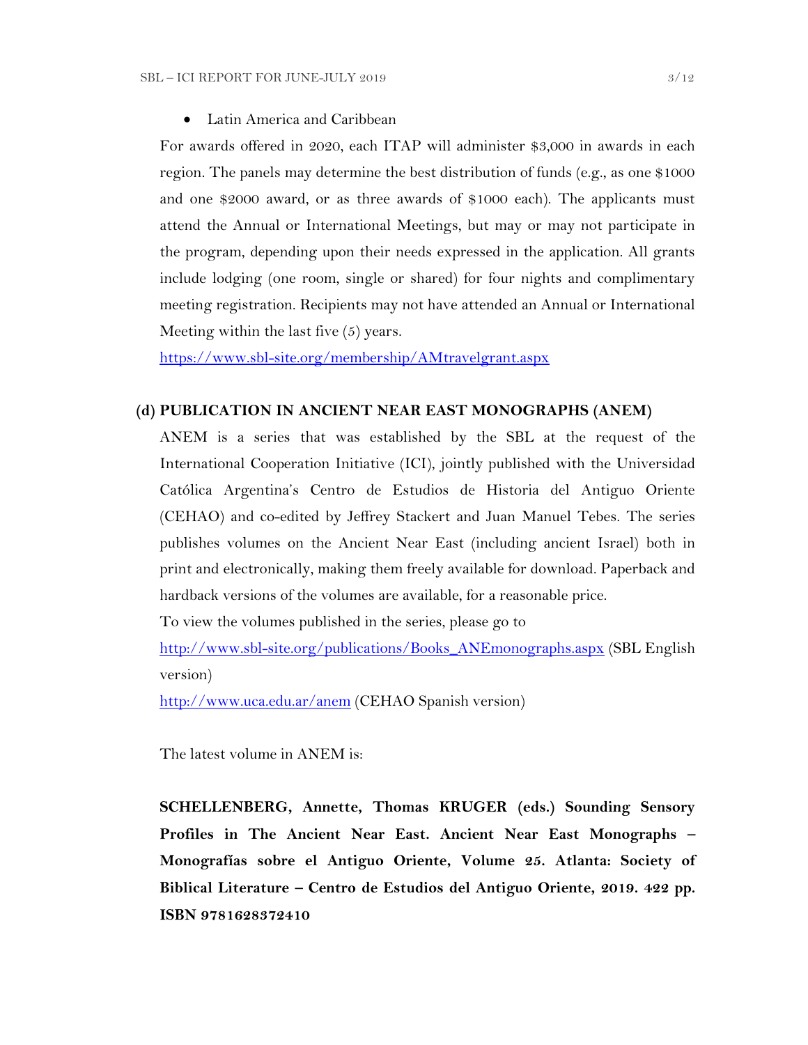- Latin America and Caribbean

For awards offered in 2020, each ITAP will administer $3,000 in awards in each region. The panels may determine the best distribution of funds (e.g., as one $1000 and one $2000 award, or as three awards of $1000 each). The applicants must attend the Annual or International Meetings, but may or may not participate in the program, depending upon their needs expressed in the application. All grants include lodging (one room, single or shared) for four nights and complimentary meeting registration. Recipients may not have attended an Annual or International Meeting within the last five (5) years.

https://www.sbl-site.org/membership/AMtravelgrant.aspx

### (d) PUBLICATION IN ANCIENT NEAR EAST MONOGRAPHS (ANEM)

ANEM is a series that was established by the SBL at the request of the International Cooperation Initiative (ICI), jointly published with the Universidad Católica Argentina's Centro de Estudios de Historia del Antiguo Oriente (CEHAO) and co-edited by Jeffrey Stackert and Juan Manuel Tebes. The series publishes volumes on the Ancient Near East (including ancient Israel) both in print and electronically, making them freely available for download. Paperback and hardback versions of the volumes are available, for a reasonable price.

To view the volumes published in the series, please go to

http://www.sbl-site.org/publications/Books_ANEmonographs.aspx (SBL English version)

http://www.uca.edu.ar/anem (CEHAO Spanish version)

The latest volume in ANEM is:

**SCHELLENBERG, Annette, Thomas KRUGER (eds.) Sounding Sensory Profiles in The Ancient Near East. Ancient Near East Monographs – Monografías sobre el Antiguo Oriente, Volume 25. Atlanta: Society of Biblical Literature – Centro de Estudios del Antiguo Oriente, 2019. 422 pp. ISBN 9781628372410**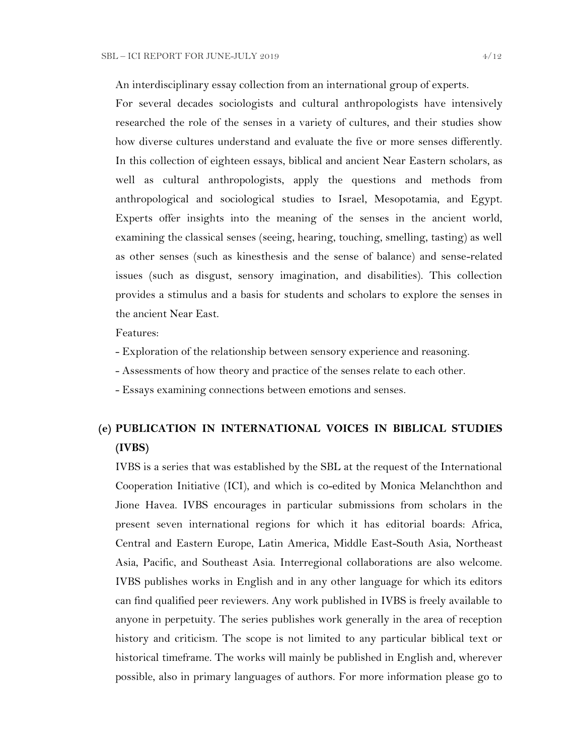An interdisciplinary essay collection from an international group of experts.

For several decades sociologists and cultural anthropologists have intensively researched the role of the senses in a variety of cultures, and their studies show how diverse cultures understand and evaluate the five or more senses differently. In this collection of eighteen essays, biblical and ancient Near Eastern scholars, as well as cultural anthropologists, apply the questions and methods from anthropological and sociological studies to Israel, Mesopotamia, and Egypt. Experts offer insights into the meaning of the senses in the ancient world, examining the classical senses (seeing, hearing, touching, smelling, tasting) as well as other senses (such as kinesthesis and the sense of balance) and sense-related issues (such as disgust, sensory imagination, and disabilities). This collection provides a stimulus and a basis for students and scholars to explore the senses in the ancient Near East.

Features:

- Exploration of the relationship between sensory experience and reasoning.
- Assessments of how theory and practice of the senses relate to each other.
- Essays examining connections between emotions and senses.

## (e) PUBLICATION IN INTERNATIONAL VOICES IN BIBLICAL STUDIES (IVBS)

IVBS is a series that was established by the SBL at the request of the International Cooperation Initiative (ICI), and which is co-edited by Monica Melanchthon and Jione Havea. IVBS encourages in particular submissions from scholars in the present seven international regions for which it has editorial boards: Africa, Central and Eastern Europe, Latin America, Middle East-South Asia, Northeast Asia, Pacific, and Southeast Asia. Interregional collaborations are also welcome. IVBS publishes works in English and in any other language for which its editors can find qualified peer reviewers. Any work published in IVBS is freely available to anyone in perpetuity. The series publishes work generally in the area of reception history and criticism. The scope is not limited to any particular biblical text or historical timeframe. The works will mainly be published in English and, wherever possible, also in primary languages of authors. For more information please go to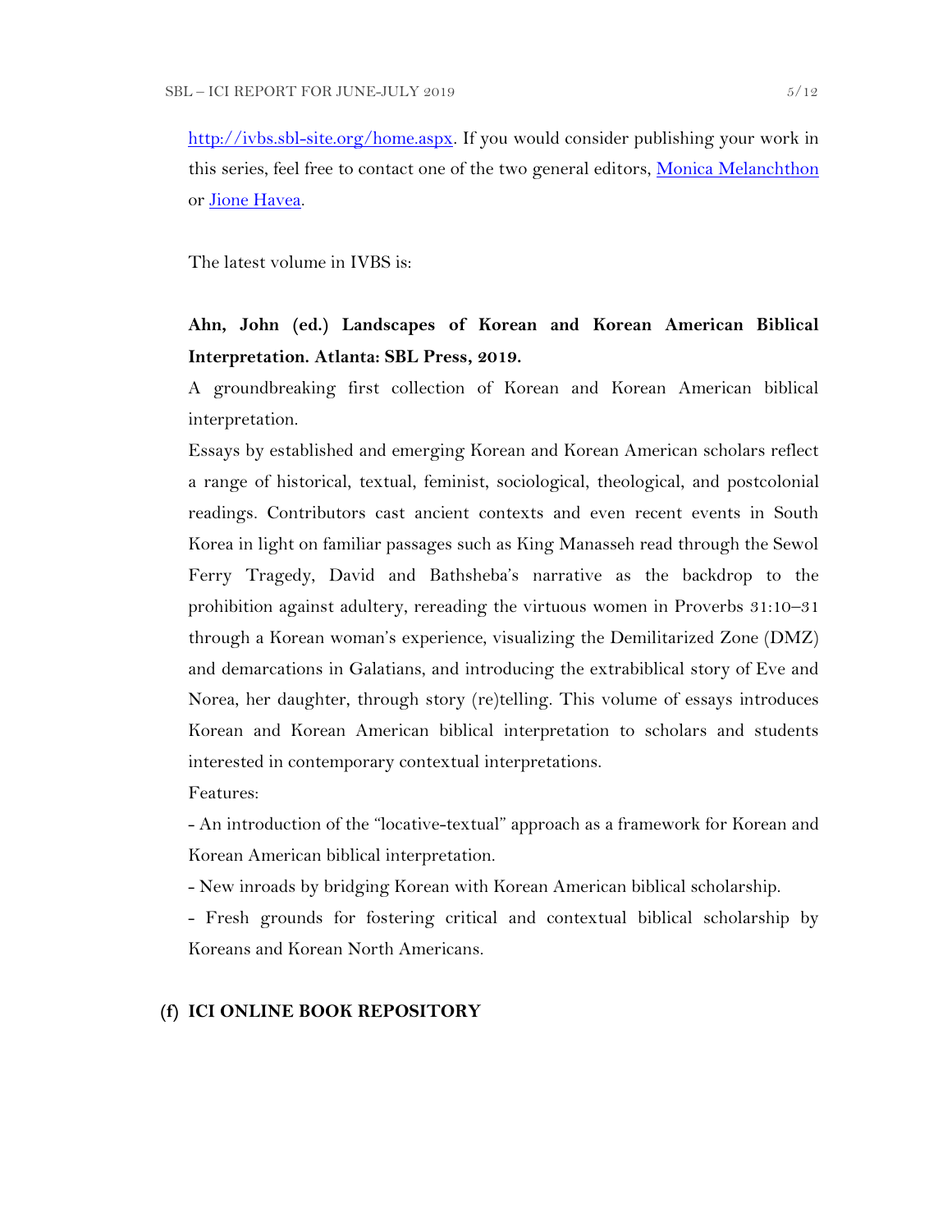[http://ivbs.sbl-site.org/home.aspx](http://ivbs.sbl-site.org/home.aspx). If you would consider publishing your work in this series, feel free to contact one of the two general editors, [Monica Melanchthon]() or [Jione Havea]().

The latest volume in IVBS is:

**Ahn, John (ed.) Landscapes of Korean and Korean American Biblical Interpretation. Atlanta: SBL Press, 2019.**

A groundbreaking first collection of Korean and Korean American biblical interpretation.

Essays by established and emerging Korean and Korean American scholars reflect a range of historical, textual, feminist, sociological, theological, and postcolonial readings. Contributors cast ancient contexts and even recent events in South Korea in light on familiar passages such as King Manasseh read through the Sewol Ferry Tragedy, David and Bathsheba's narrative as the backdrop to the prohibition against adultery, rereading the virtuous women in Proverbs 31:10–31 through a Korean woman's experience, visualizing the Demilitarized Zone (DMZ) and demarcations in Galatians, and introducing the extrabiblical story of Eve and Norea, her daughter, through story (re)telling. This volume of essays introduces Korean and Korean American biblical interpretation to scholars and students interested in contemporary contextual interpretations.

Features:

- An introduction of the "locative-textual" approach as a framework for Korean and Korean American biblical interpretation.
- New inroads by bridging Korean with Korean American biblical scholarship.
- Fresh grounds for fostering critical and contextual biblical scholarship by Koreans and Korean North Americans.

## (f) ICI ONLINE BOOK REPOSITORY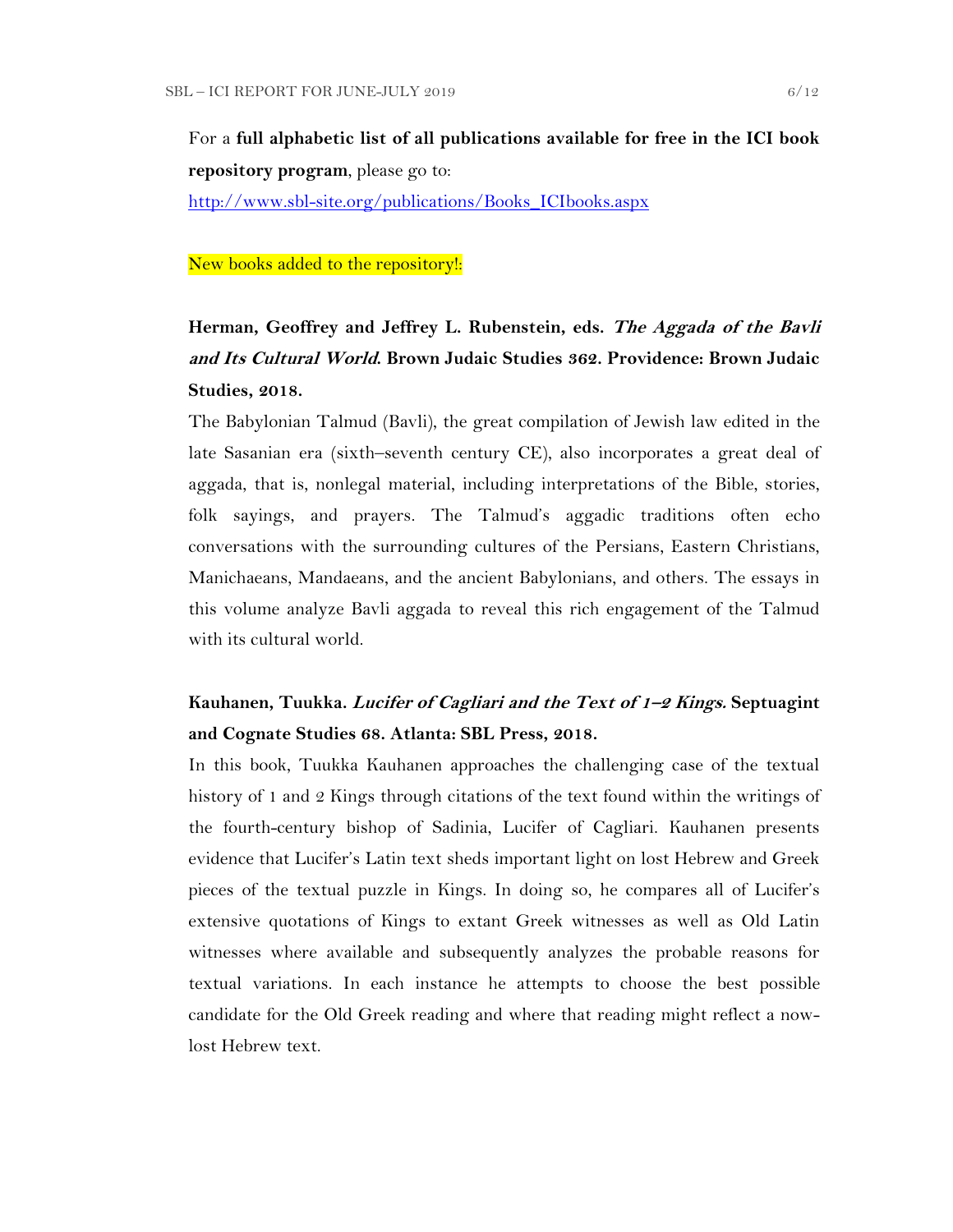For a **full alphabetic list of all publications available for free in the ICI book repository program**, please go to:

http://www.sbl-site.org/publications/Books_ICIbooks.aspx

New books added to the repository!:

**Herman, Geoffrey and Jeffrey L. Rubenstein, eds. *The Aggada of the Bavli and Its Cultural World*. Brown Judaic Studies 362. Providence: Brown Judaic Studies, 2018.**

The Babylonian Talmud (Bavli), the great compilation of Jewish law edited in the late Sasanian era (sixth–seventh century CE), also incorporates a great deal of aggada, that is, nonlegal material, including interpretations of the Bible, stories, folk sayings, and prayers. The Talmud's aggadic traditions often echo conversations with the surrounding cultures of the Persians, Eastern Christians, Manichaeans, Mandaeans, and the ancient Babylonians, and others. The essays in this volume analyze Bavli aggada to reveal this rich engagement of the Talmud with its cultural world.

**Kauhanen, Tuukka. *Lucifer of Cagliari and the Text of 1–2 Kings.* Septuagint and Cognate Studies 68. Atlanta: SBL Press, 2018.**

In this book, Tuukka Kauhanen approaches the challenging case of the textual history of 1 and 2 Kings through citations of the text found within the writings of the fourth-century bishop of Sadinia, Lucifer of Cagliari. Kauhanen presents evidence that Lucifer's Latin text sheds important light on lost Hebrew and Greek pieces of the textual puzzle in Kings. In doing so, he compares all of Lucifer's extensive quotations of Kings to extant Greek witnesses as well as Old Latin witnesses where available and subsequently analyzes the probable reasons for textual variations. In each instance he attempts to choose the best possible candidate for the Old Greek reading and where that reading might reflect a now-lost Hebrew text.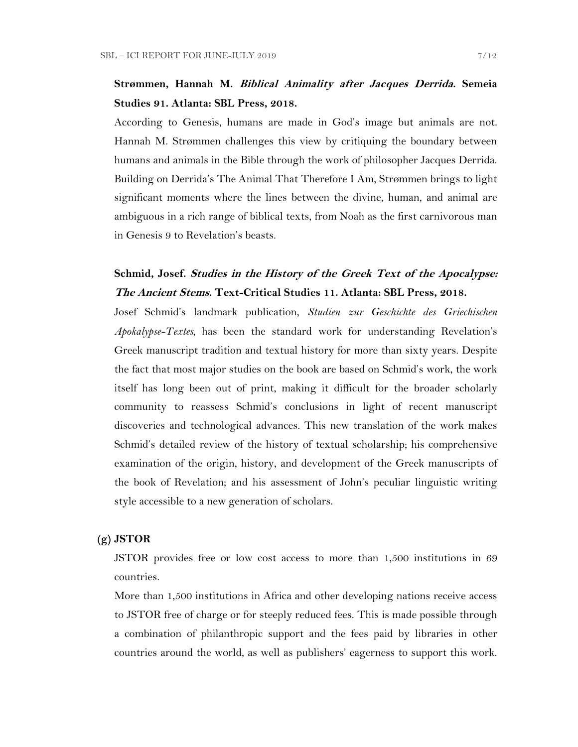**Strømmen, Hannah M. *Biblical Animality after Jacques Derrida.* Semeia Studies 91. Atlanta: SBL Press, 2018.**

According to Genesis, humans are made in God's image but animals are not. Hannah M. Strømmen challenges this view by critiquing the boundary between humans and animals in the Bible through the work of philosopher Jacques Derrida. Building on Derrida's The Animal That Therefore I Am, Strømmen brings to light significant moments where the lines between the divine, human, and animal are ambiguous in a rich range of biblical texts, from Noah as the first carnivorous man in Genesis 9 to Revelation's beasts.

**Schmid, Josef. *Studies in the History of the Greek Text of the Apocalypse: The Ancient Stems.* Text-Critical Studies 11. Atlanta: SBL Press, 2018.**

Josef Schmid's landmark publication, *Studien zur Geschichte des Griechischen Apokalypse-Textes*, has been the standard work for understanding Revelation's Greek manuscript tradition and textual history for more than sixty years. Despite the fact that most major studies on the book are based on Schmid's work, the work itself has long been out of print, making it difficult for the broader scholarly community to reassess Schmid's conclusions in light of recent manuscript discoveries and technological advances. This new translation of the work makes Schmid's detailed review of the history of textual scholarship; his comprehensive examination of the origin, history, and development of the Greek manuscripts of the book of Revelation; and his assessment of John's peculiar linguistic writing style accessible to a new generation of scholars.

**(g) JSTOR**

JSTOR provides free or low cost access to more than 1,500 institutions in 69 countries.

More than 1,500 institutions in Africa and other developing nations receive access to JSTOR free of charge or for steeply reduced fees. This is made possible through a combination of philanthropic support and the fees paid by libraries in other countries around the world, as well as publishers' eagerness to support this work.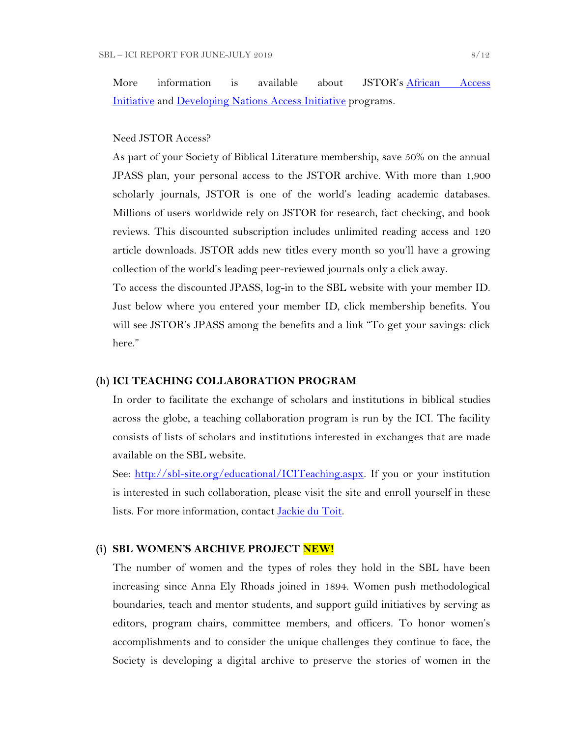More information is available about JSTOR's African Access Initiative and Developing Nations Access Initiative programs.

Need JSTOR Access?

As part of your Society of Biblical Literature membership, save 50% on the annual JPASS plan, your personal access to the JSTOR archive. With more than 1,900 scholarly journals, JSTOR is one of the world's leading academic databases. Millions of users worldwide rely on JSTOR for research, fact checking, and book reviews. This discounted subscription includes unlimited reading access and 120 article downloads. JSTOR adds new titles every month so you'll have a growing collection of the world's leading peer-reviewed journals only a click away.

To access the discounted JPASS, log-in to the SBL website with your member ID. Just below where you entered your member ID, click membership benefits. You will see JSTOR's JPASS among the benefits and a link "To get your savings: click here."

## (h) ICI TEACHING COLLABORATION PROGRAM

In order to facilitate the exchange of scholars and institutions in biblical studies across the globe, a teaching collaboration program is run by the ICI. The facility consists of lists of scholars and institutions interested in exchanges that are made available on the SBL website.

See: http://sbl-site.org/educational/ICITeaching.aspx. If you or your institution is interested in such collaboration, please visit the site and enroll yourself in these lists. For more information, contact Jackie du Toit.

## (i) SBL WOMEN'S ARCHIVE PROJECT NEW!

The number of women and the types of roles they hold in the SBL have been increasing since Anna Ely Rhoads joined in 1894. Women push methodological boundaries, teach and mentor students, and support guild initiatives by serving as editors, program chairs, committee members, and officers. To honor women's accomplishments and to consider the unique challenges they continue to face, the Society is developing a digital archive to preserve the stories of women in the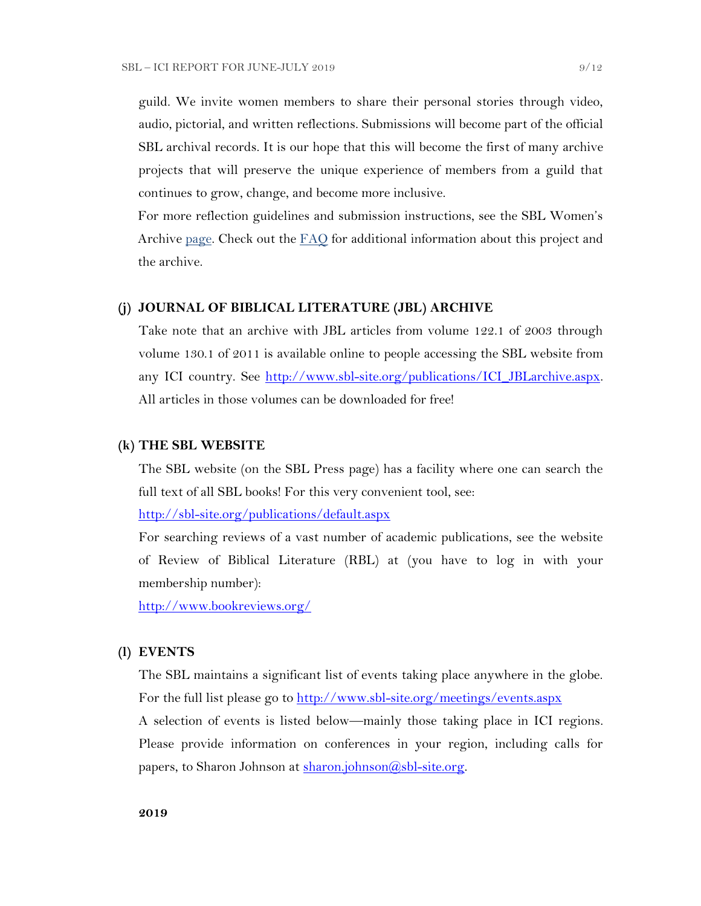guild. We invite women members to share their personal stories through video, audio, pictorial, and written reflections. Submissions will become part of the official SBL archival records. It is our hope that this will become the first of many archive projects that will preserve the unique experience of members from a guild that continues to grow, change, and become more inclusive.

For more reflection guidelines and submission instructions, see the SBL Women's Archive page. Check out the FAQ for additional information about this project and the archive.

**(j) JOURNAL OF BIBLICAL LITERATURE (JBL) ARCHIVE**

Take note that an archive with JBL articles from volume 122.1 of 2003 through volume 130.1 of 2011 is available online to people accessing the SBL website from any ICI country. See http://www.sbl-site.org/publications/ICI_JBLarchive.aspx. All articles in those volumes can be downloaded for free!

**(k) THE SBL WEBSITE**

The SBL website (on the SBL Press page) has a facility where one can search the full text of all SBL books! For this very convenient tool, see:

http://sbl-site.org/publications/default.aspx

For searching reviews of a vast number of academic publications, see the website of Review of Biblical Literature (RBL) at (you have to log in with your membership number):

http://www.bookreviews.org/

**(l) EVENTS**

The SBL maintains a significant list of events taking place anywhere in the globe. For the full list please go to http://www.sbl-site.org/meetings/events.aspx

A selection of events is listed below—mainly those taking place in ICI regions. Please provide information on conferences in your region, including calls for papers, to Sharon Johnson at sharon.johnson@sbl-site.org.

**2019**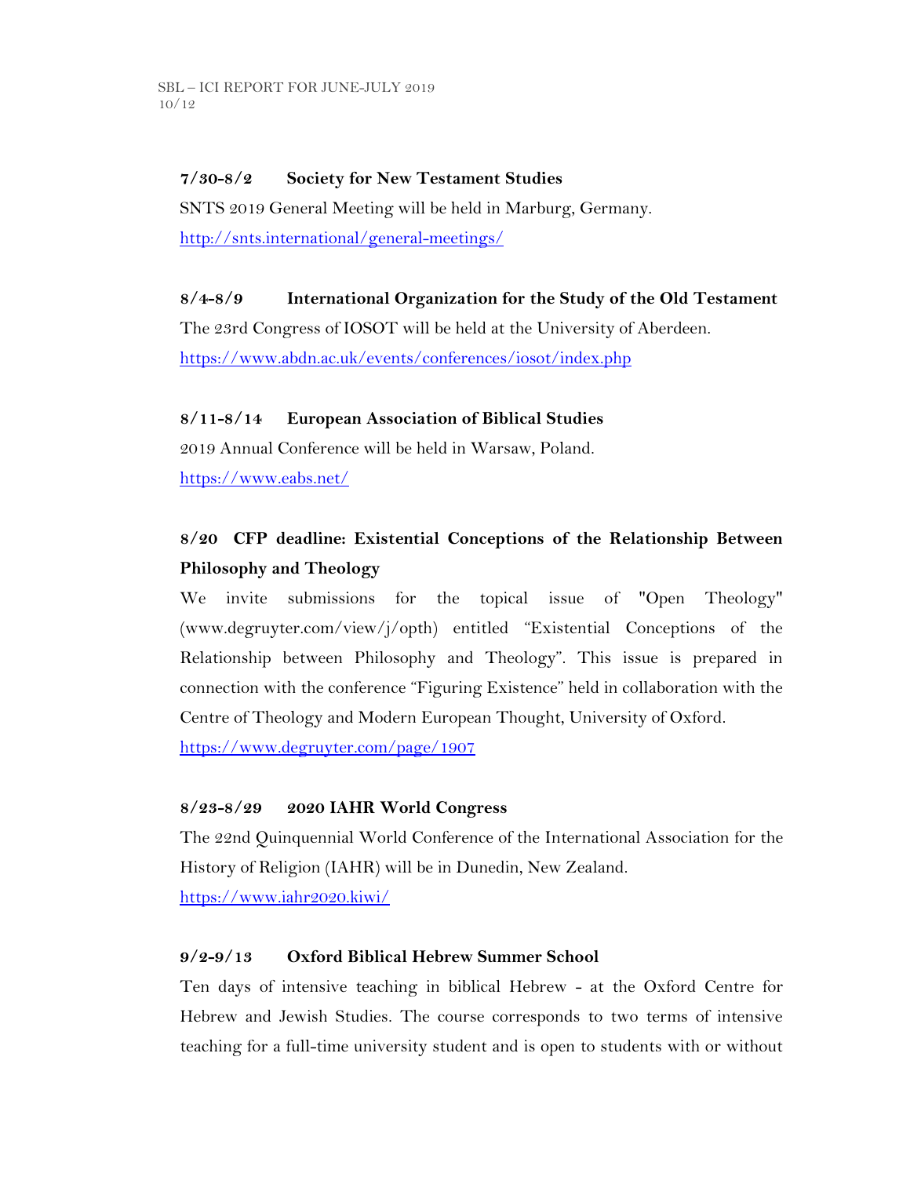**7/30-8/2 Society for New Testament Studies**

SNTS 2019 General Meeting will be held in Marburg, Germany.

http://snts.international/general-meetings/

**8/4-8/9 International Organization for the Study of the Old Testament**

The 23rd Congress of IOSOT will be held at the University of Aberdeen.

https://www.abdn.ac.uk/events/conferences/iosot/index.php

**8/11-8/14 European Association of Biblical Studies**

2019 Annual Conference will be held in Warsaw, Poland.

https://www.eabs.net/

**8/20 CFP deadline: Existential Conceptions of the Relationship Between Philosophy and Theology**

We invite submissions for the topical issue of "Open Theology" (www.degruyter.com/view/j/opth) entitled "Existential Conceptions of the Relationship between Philosophy and Theology". This issue is prepared in connection with the conference "Figuring Existence" held in collaboration with the Centre of Theology and Modern European Thought, University of Oxford.

https://www.degruyter.com/page/1907

**8/23-8/29 2020 IAHR World Congress**

The 22nd Quinquennial World Conference of the International Association for the History of Religion (IAHR) will be in Dunedin, New Zealand.

https://www.iahr2020.kiwi/

**9/2-9/13 Oxford Biblical Hebrew Summer School**

Ten days of intensive teaching in biblical Hebrew - at the Oxford Centre for Hebrew and Jewish Studies. The course corresponds to two terms of intensive teaching for a full-time university student and is open to students with or without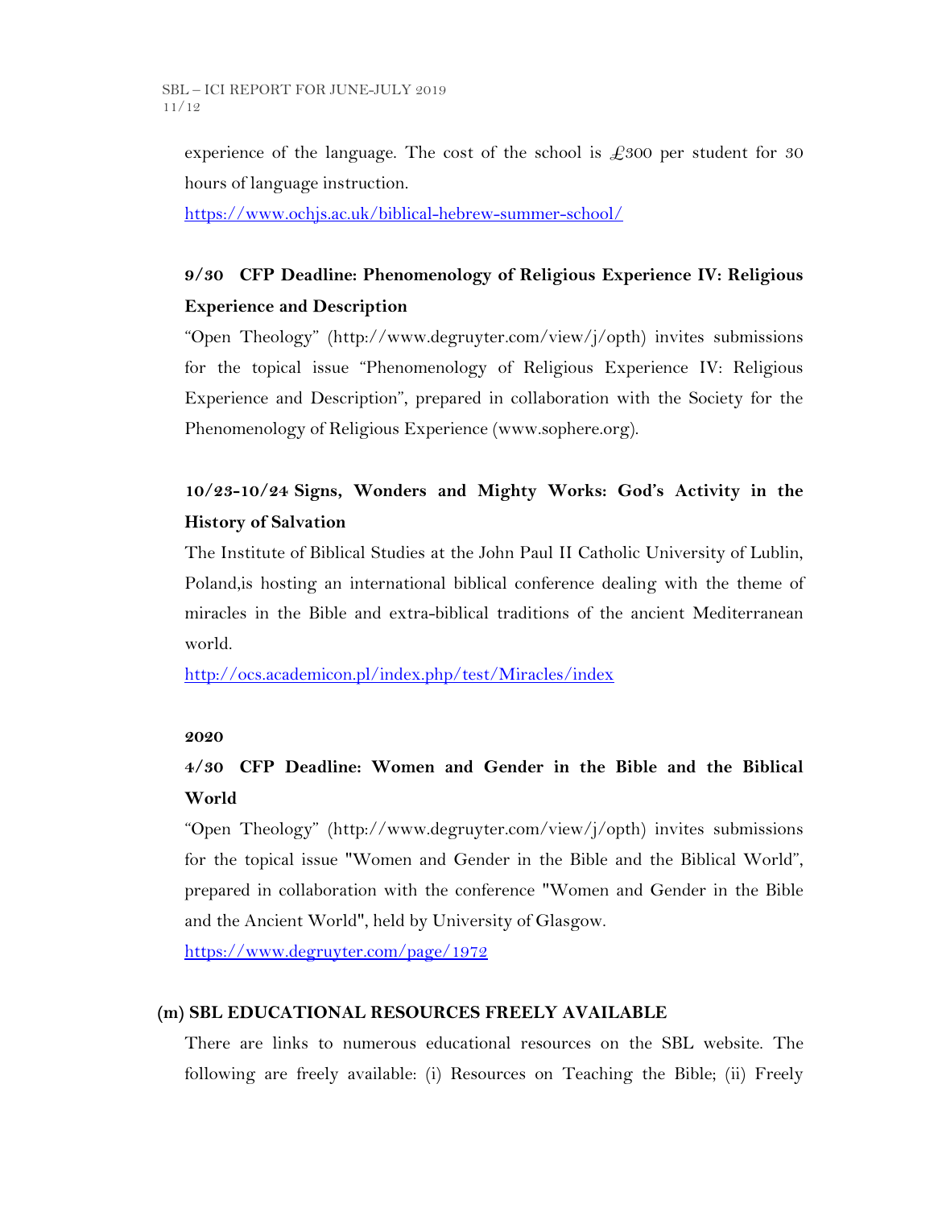experience of the language. The cost of the school is £300 per student for 30 hours of language instruction.

https://www.ochjs.ac.uk/biblical-hebrew-summer-school/

**9/30 CFP Deadline: Phenomenology of Religious Experience IV: Religious Experience and Description**

"Open Theology" (http://www.degruyter.com/view/j/opth) invites submissions for the topical issue "Phenomenology of Religious Experience IV: Religious Experience and Description", prepared in collaboration with the Society for the Phenomenology of Religious Experience (www.sophere.org).

**10/23-10/24 Signs, Wonders and Mighty Works: God's Activity in the History of Salvation**

The Institute of Biblical Studies at the John Paul II Catholic University of Lublin, Poland,is hosting an international biblical conference dealing with the theme of miracles in the Bible and extra-biblical traditions of the ancient Mediterranean world.

http://ocs.academicon.pl/index.php/test/Miracles/index

**2020**

**4/30 CFP Deadline: Women and Gender in the Bible and the Biblical World**

"Open Theology" (http://www.degruyter.com/view/j/opth) invites submissions for the topical issue "Women and Gender in the Bible and the Biblical World", prepared in collaboration with the conference "Women and Gender in the Bible and the Ancient World", held by University of Glasgow.

https://www.degruyter.com/page/1972

**(m) SBL EDUCATIONAL RESOURCES FREELY AVAILABLE**

There are links to numerous educational resources on the SBL website. The following are freely available: (i) Resources on Teaching the Bible; (ii) Freely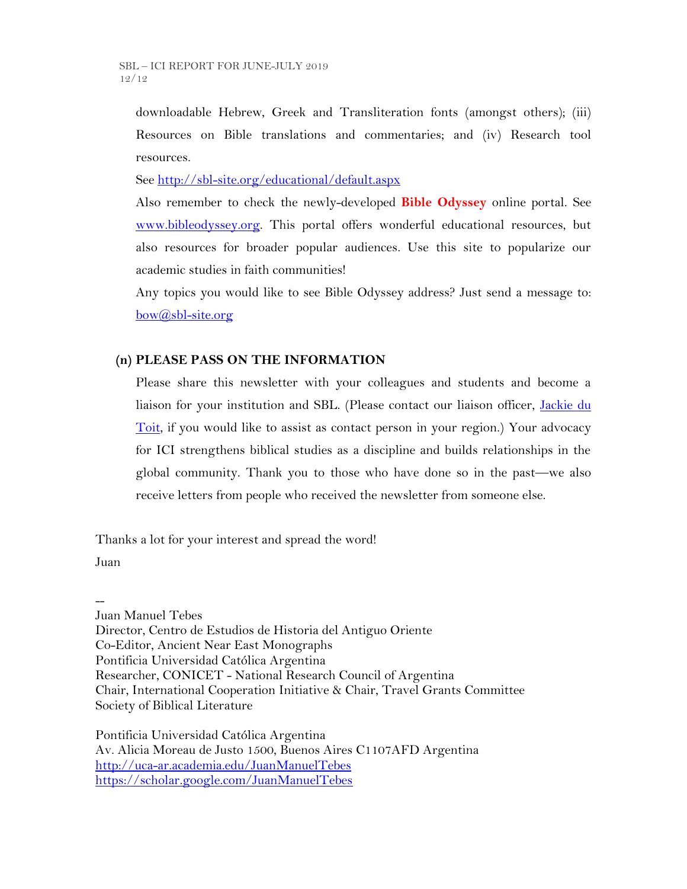downloadable Hebrew, Greek and Transliteration fonts (amongst others); (iii) Resources on Bible translations and commentaries; and (iv) Research tool resources.

See http://sbl-site.org/educational/default.aspx

Also remember to check the newly-developed **Bible Odyssey** online portal. See www.bibleodyssey.org. This portal offers wonderful educational resources, but also resources for broader popular audiences. Use this site to popularize our academic studies in faith communities!

Any topics you would like to see Bible Odyssey address? Just send a message to: bow@sbl-site.org

**(n) PLEASE PASS ON THE INFORMATION**

Please share this newsletter with your colleagues and students and become a liaison for your institution and SBL. (Please contact our liaison officer, Jackie du Toit, if you would like to assist as contact person in your region.) Your advocacy for ICI strengthens biblical studies as a discipline and builds relationships in the global community. Thank you to those who have done so in the past—we also receive letters from people who received the newsletter from someone else.

Thanks a lot for your interest and spread the word!

Juan

--
Juan Manuel Tebes
Director, Centro de Estudios de Historia del Antiguo Oriente
Co-Editor, Ancient Near East Monographs
Pontificia Universidad Católica Argentina
Researcher, CONICET - National Research Council of Argentina
Chair, International Cooperation Initiative & Chair, Travel Grants Committee
Society of Biblical Literature

Pontificia Universidad Católica Argentina
Av. Alicia Moreau de Justo 1500, Buenos Aires C1107AFD Argentina
http://uca-ar.academia.edu/JuanManuelTebes
https://scholar.google.com/JuanManuelTebes